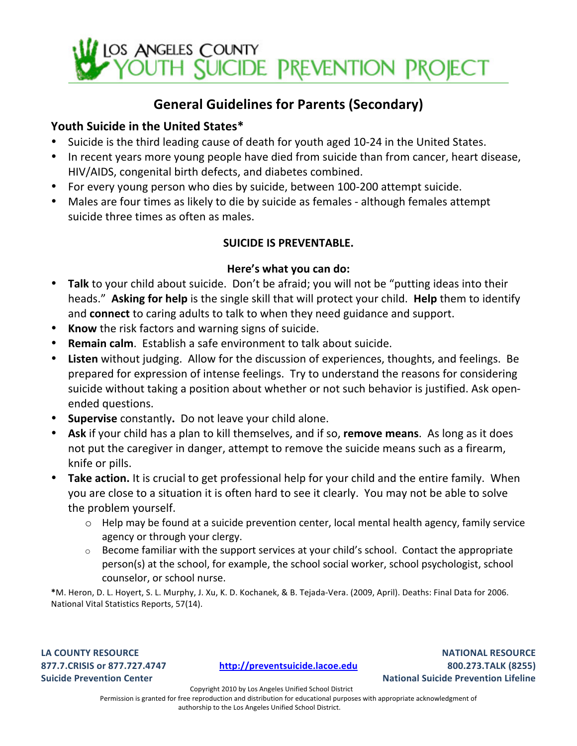# LOS ANGELES COUNTY YOUTH SUICIDE PREVENTION PROJECT

## General Guidelines for Parents (Secondary)

### Youth Suicide in the United States*

- Suicide is the third leading cause of death for youth aged 10-24 in the United States.
- In recent years more young people have died from suicide than from cancer, heart disease, HIV/AIDS, congenital birth defects, and diabetes combined.
- For every young person who dies by suicide, between 100-200 attempt suicide.
- Males are four times as likely to die by suicide as females - although females attempt suicide three times as often as males.

**SUICIDE IS PREVENTABLE.**

**Here's what you can do:**

- **Talk** to your child about suicide. Don't be afraid; you will not be "putting ideas into their heads." **Asking for help** is the single skill that will protect your child. **Help** them to identify and **connect** to caring adults to talk to when they need guidance and support.
- **Know** the risk factors and warning signs of suicide.
- **Remain calm**. Establish a safe environment to talk about suicide.
- **Listen** without judging. Allow for the discussion of experiences, thoughts, and feelings. Be prepared for expression of intense feelings. Try to understand the reasons for considering suicide without taking a position about whether or not such behavior is justified. Ask open-ended questions.
- **Supervise** constantly**.** Do not leave your child alone.
- **Ask** if your child has a plan to kill themselves, and if so, **remove means**. As long as it does not put the caregiver in danger, attempt to remove the suicide means such as a firearm, knife or pills.
- **Take action.** It is crucial to get professional help for your child and the entire family. When you are close to a situation it is often hard to see it clearly. You may not be able to solve the problem yourself.
    - Help may be found at a suicide prevention center, local mental health agency, family service agency or through your clergy.
    - Become familiar with the support services at your child's school. Contact the appropriate person(s) at the school, for example, the school social worker, school psychologist, school counselor, or school nurse.

*M. Heron, D. L. Hoyert, S. L. Murphy, J. Xu, K. D. Kochanek, & B. Tejada-Vera. (2009, April). Deaths: Final Data for 2006. National Vital Statistics Reports, 57(14).

**LA COUNTY RESOURCE**
**877.7.CRISIS or 877.727.4747**
**Suicide Prevention Center**

**http://preventsuicide.lacoe.edu**

**NATIONAL RESOURCE**
**800.273.TALK (8255)**
**National Suicide Prevention Lifeline**

Copyright 2010 by Los Angeles Unified School District
Permission is granted for free reproduction and distribution for educational purposes with appropriate acknowledgment of authorship to the Los Angeles Unified School District.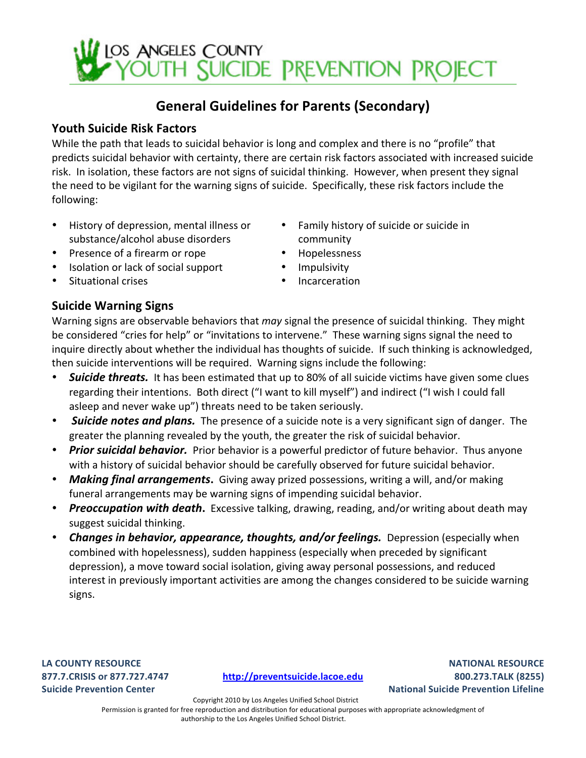# LOS ANGELES COUNTY YOUTH SUICIDE PREVENTION PROJECT

## General Guidelines for Parents (Secondary)

### Youth Suicide Risk Factors

While the path that leads to suicidal behavior is long and complex and there is no "profile" that predicts suicidal behavior with certainty, there are certain risk factors associated with increased suicide risk. In isolation, these factors are not signs of suicidal thinking. However, when present they signal the need to be vigilant for the warning signs of suicide. Specifically, these risk factors include the following:

- History of depression, mental illness or substance/alcohol abuse disorders
- Presence of a firearm or rope
- Isolation or lack of social support
- Situational crises
- Family history of suicide or suicide in community
- Hopelessness
- Impulsivity
- Incarceration

### Suicide Warning Signs

Warning signs are observable behaviors that *may* signal the presence of suicidal thinking. They might be considered "cries for help" or "invitations to intervene." These warning signs signal the need to inquire directly about whether the individual has thoughts of suicide. If such thinking is acknowledged, then suicide interventions will be required. Warning signs include the following:

- ***Suicide threats.*** It has been estimated that up to 80% of all suicide victims have given some clues regarding their intentions. Both direct ("I want to kill myself") and indirect ("I wish I could fall asleep and never wake up") threats need to be taken seriously.
- ***Suicide notes and plans.*** The presence of a suicide note is a very significant sign of danger. The greater the planning revealed by the youth, the greater the risk of suicidal behavior.
- ***Prior suicidal behavior.*** Prior behavior is a powerful predictor of future behavior. Thus anyone with a history of suicidal behavior should be carefully observed for future suicidal behavior.
- ***Making final arrangements.*** Giving away prized possessions, writing a will, and/or making funeral arrangements may be warning signs of impending suicidal behavior.
- ***Preoccupation with death.*** Excessive talking, drawing, reading, and/or writing about death may suggest suicidal thinking.
- ***Changes in behavior, appearance, thoughts, and/or feelings.*** Depression (especially when combined with hopelessness), sudden happiness (especially when preceded by significant depression), a move toward social isolation, giving away personal possessions, and reduced interest in previously important activities are among the changes considered to be suicide warning signs.

**LA COUNTY RESOURCE**
**877.7.CRISIS or 877.727.4747**
**Suicide Prevention Center**

**http://preventsuicide.lacoe.edu**

**NATIONAL RESOURCE**
**800.273.TALK (8255)**
**National Suicide Prevention Lifeline**

Copyright 2010 by Los Angeles Unified School District
Permission is granted for free reproduction and distribution for educational purposes with appropriate acknowledgment of authorship to the Los Angeles Unified School District.